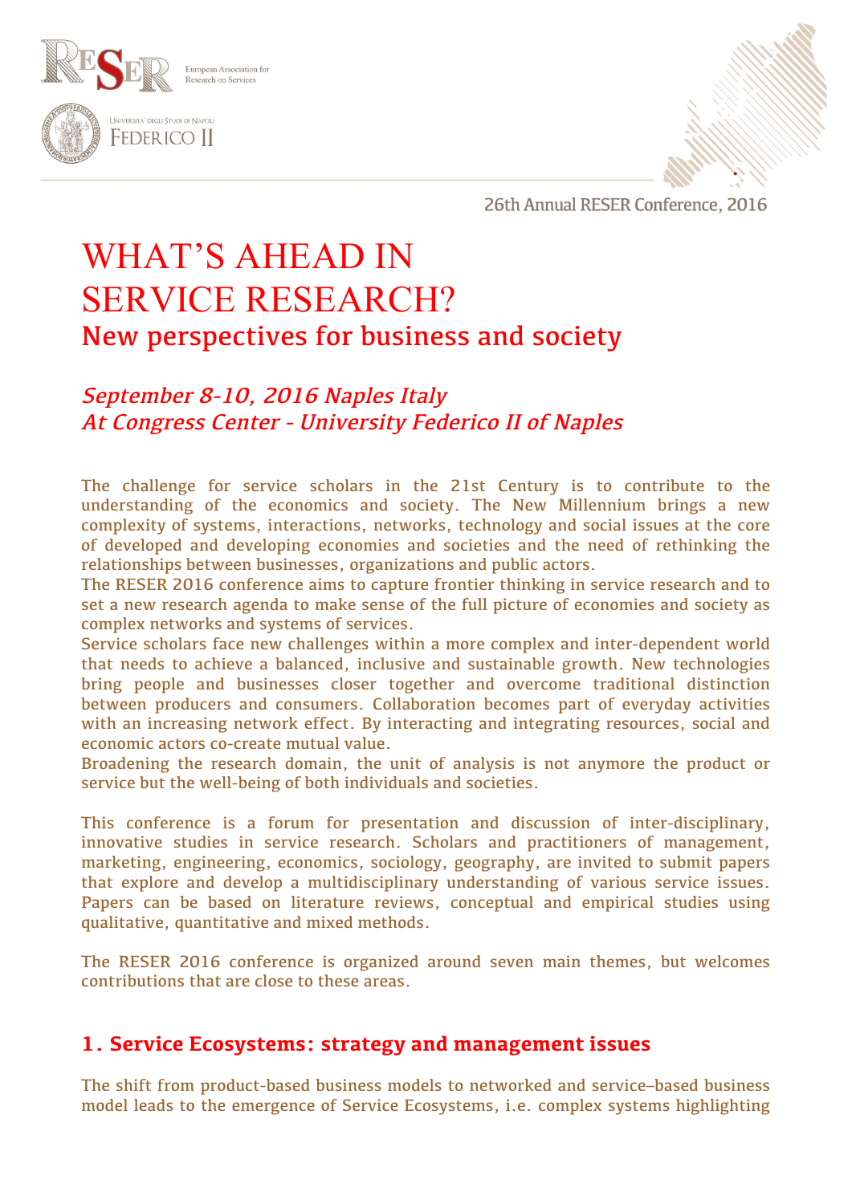European Association for Research on Services

Universita' degli Studi di Napoli Federico II

26th Annual RESER Conference, 2016

# WHAT'S AHEAD IN SERVICE RESEARCH?

## New perspectives for business and society

*September 8-10, 2016 Naples Italy*
*At Congress Center - University Federico II of Naples*

The challenge for service scholars in the 21st Century is to contribute to the understanding of the economics and society. The New Millennium brings a new complexity of systems, interactions, networks, technology and social issues at the core of developed and developing economies and societies and the need of rethinking the relationships between businesses, organizations and public actors.
The RESER 2016 conference aims to capture frontier thinking in service research and to set a new research agenda to make sense of the full picture of economies and society as complex networks and systems of services.
Service scholars face new challenges within a more complex and inter-dependent world that needs to achieve a balanced, inclusive and sustainable growth. New technologies bring people and businesses closer together and overcome traditional distinction between producers and consumers. Collaboration becomes part of everyday activities with an increasing network effect. By interacting and integrating resources, social and economic actors co-create mutual value.
Broadening the research domain, the unit of analysis is not anymore the product or service but the well-being of both individuals and societies.

This conference is a forum for presentation and discussion of inter-disciplinary, innovative studies in service research. Scholars and practitioners of management, marketing, engineering, economics, sociology, geography, are invited to submit papers that explore and develop a multidisciplinary understanding of various service issues. Papers can be based on literature reviews, conceptual and empirical studies using qualitative, quantitative and mixed methods.

The RESER 2016 conference is organized around seven main themes, but welcomes contributions that are close to these areas.

### 1. Service Ecosystems: strategy and management issues

The shift from product-based business models to networked and service–based business model leads to the emergence of Service Ecosystems, i.e. complex systems highlighting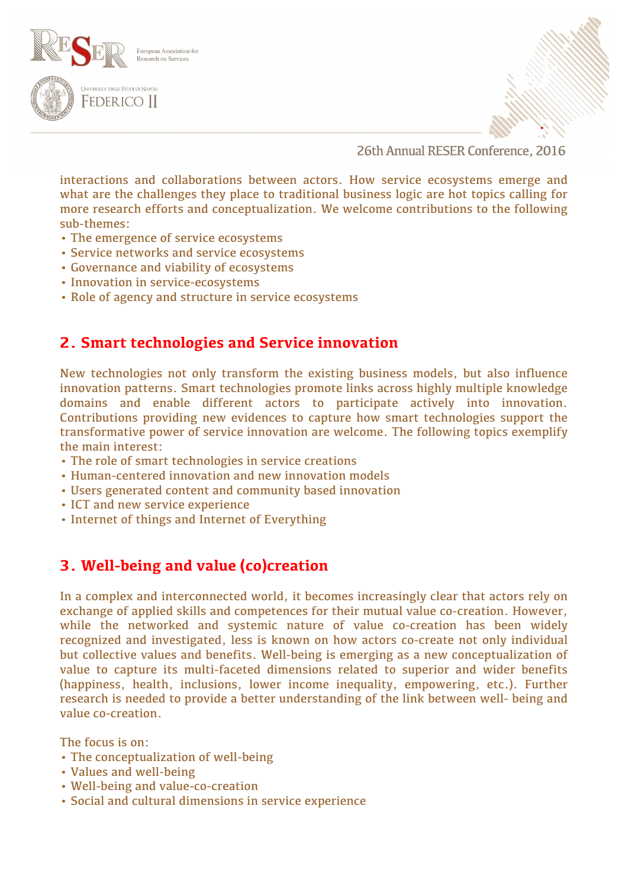interactions and collaborations between actors. How service ecosystems emerge and what are the challenges they place to traditional business logic are hot topics calling for more research efforts and conceptualization. We welcome contributions to the following sub-themes:

- The emergence of service ecosystems
- Service networks and service ecosystems
- Governance and viability of ecosystems
- Innovation in service-ecosystems
- Role of agency and structure in service ecosystems

## 2. Smart technologies and Service innovation

New technologies not only transform the existing business models, but also influence innovation patterns. Smart technologies promote links across highly multiple knowledge domains and enable different actors to participate actively into innovation. Contributions providing new evidences to capture how smart technologies support the transformative power of service innovation are welcome. The following topics exemplify the main interest:

- The role of smart technologies in service creations
- Human-centered innovation and new innovation models
- Users generated content and community based innovation
- ICT and new service experience
- Internet of things and Internet of Everything

## 3. Well-being and value (co)creation

In a complex and interconnected world, it becomes increasingly clear that actors rely on exchange of applied skills and competences for their mutual value co-creation. However, while the networked and systemic nature of value co-creation has been widely recognized and investigated, less is known on how actors co-create not only individual but collective values and benefits. Well-being is emerging as a new conceptualization of value to capture its multi-faceted dimensions related to superior and wider benefits (happiness, health, inclusions, lower income inequality, empowering, etc.). Further research is needed to provide a better understanding of the link between well- being and value co-creation.

The focus is on:

- The conceptualization of well-being
- Values and well-being
- Well-being and value-co-creation
- Social and cultural dimensions in service experience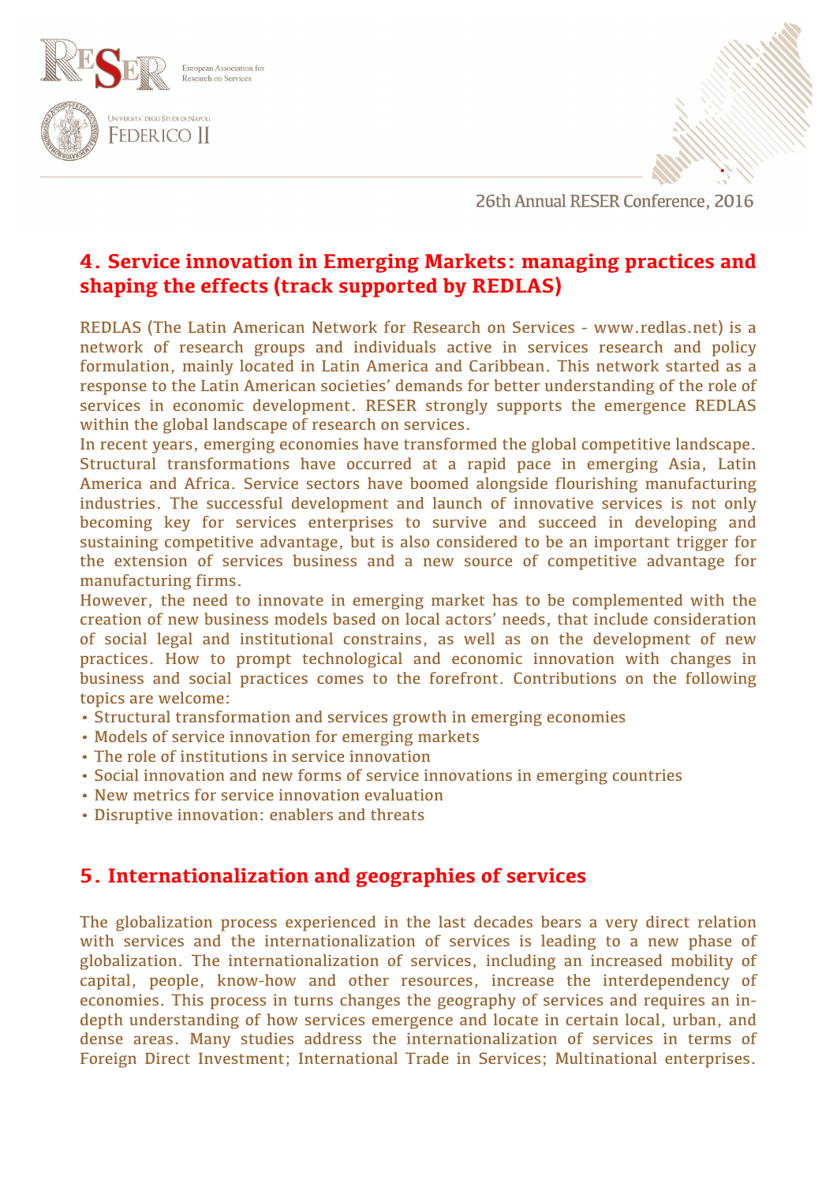## 4. Service innovation in Emerging Markets: managing practices and shaping the effects (track supported by REDLAS)

REDLAS (The Latin American Network for Research on Services - www.redlas.net) is a network of research groups and individuals active in services research and policy formulation, mainly located in Latin America and Caribbean. This network started as a response to the Latin American societies' demands for better understanding of the role of services in economic development. RESER strongly supports the emergence REDLAS within the global landscape of research on services.

In recent years, emerging economies have transformed the global competitive landscape. Structural transformations have occurred at a rapid pace in emerging Asia, Latin America and Africa. Service sectors have boomed alongside flourishing manufacturing industries. The successful development and launch of innovative services is not only becoming key for services enterprises to survive and succeed in developing and sustaining competitive advantage, but is also considered to be an important trigger for the extension of services business and a new source of competitive advantage for manufacturing firms.

However, the need to innovate in emerging market has to be complemented with the creation of new business models based on local actors' needs, that include consideration of social legal and institutional constrains, as well as on the development of new practices. How to prompt technological and economic innovation with changes in business and social practices comes to the forefront. Contributions on the following topics are welcome:

- Structural transformation and services growth in emerging economies
- Models of service innovation for emerging markets
- The role of institutions in service innovation
- Social innovation and new forms of service innovations in emerging countries
- New metrics for service innovation evaluation
- Disruptive innovation: enablers and threats

## 5. Internationalization and geographies of services

The globalization process experienced in the last decades bears a very direct relation with services and the internationalization of services is leading to a new phase of globalization. The internationalization of services, including an increased mobility of capital, people, know-how and other resources, increase the interdependency of economies. This process in turns changes the geography of services and requires an in-depth understanding of how services emergence and locate in certain local, urban, and dense areas. Many studies address the internationalization of services in terms of Foreign Direct Investment; International Trade in Services; Multinational enterprises.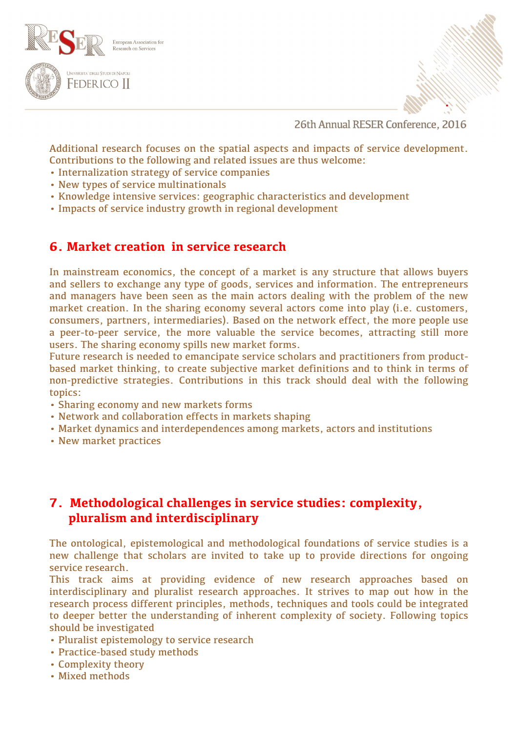Additional research focuses on the spatial aspects and impacts of service development. Contributions to the following and related issues are thus welcome:

- Internalization strategy of service companies
- New types of service multinationals
- Knowledge intensive services: geographic characteristics and development
- Impacts of service industry growth in regional development

## 6. Market creation in service research

In mainstream economics, the concept of a market is any structure that allows buyers and sellers to exchange any type of goods, services and information. The entrepreneurs and managers have been seen as the main actors dealing with the problem of the new market creation. In the sharing economy several actors come into play (i.e. customers, consumers, partners, intermediaries). Based on the network effect, the more people use a peer-to-peer service, the more valuable the service becomes, attracting still more users. The sharing economy spills new market forms.

Future research is needed to emancipate service scholars and practitioners from product-based market thinking, to create subjective market definitions and to think in terms of non-predictive strategies. Contributions in this track should deal with the following topics:

- Sharing economy and new markets forms
- Network and collaboration effects in markets shaping
- Market dynamics and interdependences among markets, actors and institutions
- New market practices

## 7. Methodological challenges in service studies: complexity, pluralism and interdisciplinary

The ontological, epistemological and methodological foundations of service studies is a new challenge that scholars are invited to take up to provide directions for ongoing service research.

This track aims at providing evidence of new research approaches based on interdisciplinary and pluralist research approaches. It strives to map out how in the research process different principles, methods, techniques and tools could be integrated to deeper better the understanding of inherent complexity of society. Following topics should be investigated

- Pluralist epistemology to service research
- Practice-based study methods
- Complexity theory
- Mixed methods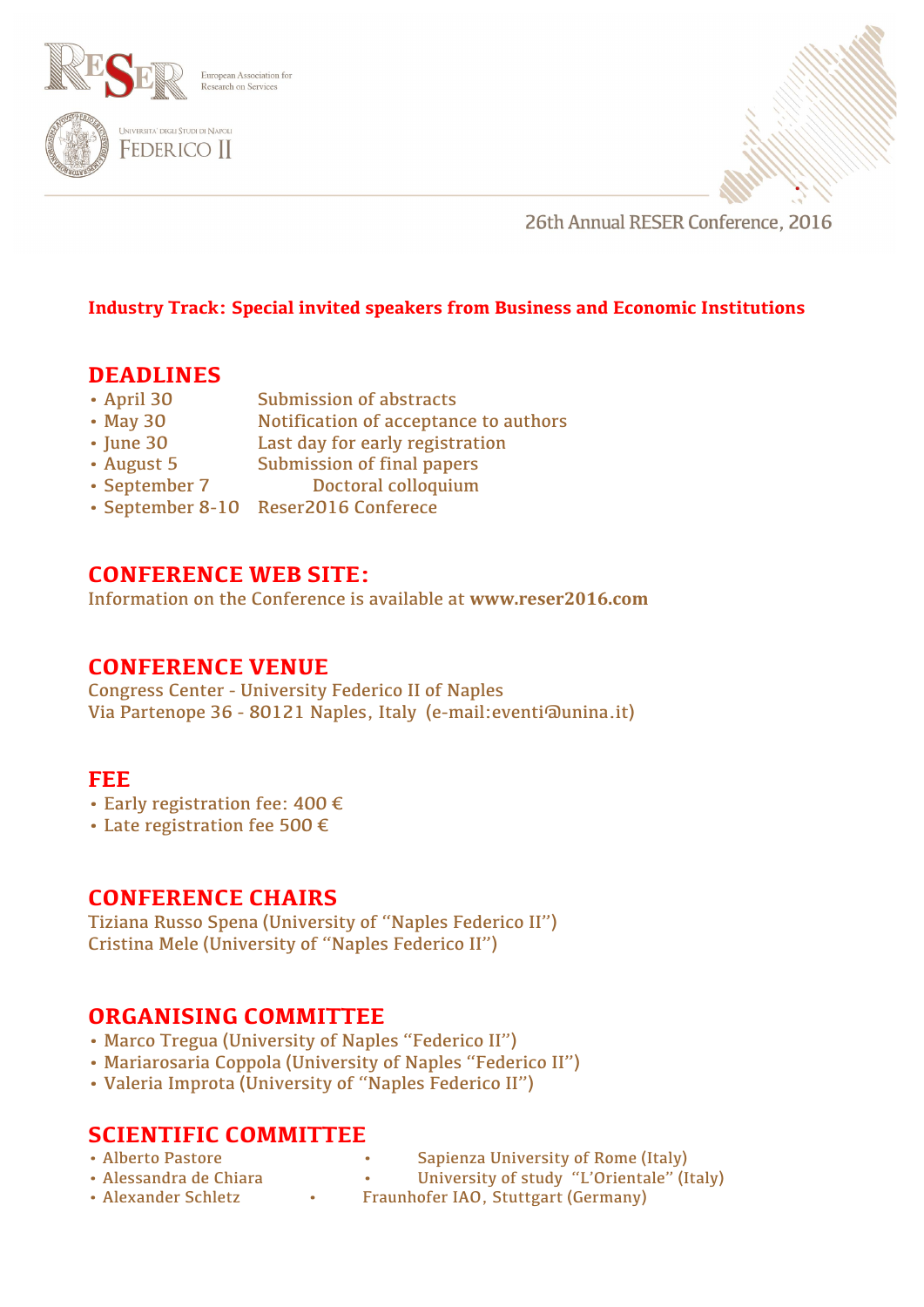**Industry Track: Special invited speakers from Business and Economic Institutions**

## DEADLINES

- April 30 Submission of abstracts
- May 30 Notification of acceptance to authors
- June 30 Last day for early registration
- August 5 Submission of final papers
- September 7 Doctoral colloquium
- September 8-10 Reser2016 Conferece

## CONFERENCE WEB SITE:

Information on the Conference is available at **www.reser2016.com**

## CONFERENCE VENUE

Congress Center - University Federico II of Naples
Via Partenope 36 - 80121 Naples, Italy (e-mail:eventi@unina.it)

## FEE

- Early registration fee: 400 €
- Late registration fee 500 €

## CONFERENCE CHAIRS

Tiziana Russo Spena (University of "Naples Federico II")
Cristina Mele (University of "Naples Federico II")

## ORGANISING COMMITTEE

- Marco Tregua (University of Naples "Federico II")
- Mariarosaria Coppola (University of Naples "Federico II")
- Valeria Improta (University of "Naples Federico II")

## SCIENTIFIC COMMITTEE

- Alberto Pastore • Sapienza University of Rome (Italy)
- Alessandra de Chiara • University of study "L'Orientale" (Italy)
- Alexander Schletz • Fraunhofer IAO, Stuttgart (Germany)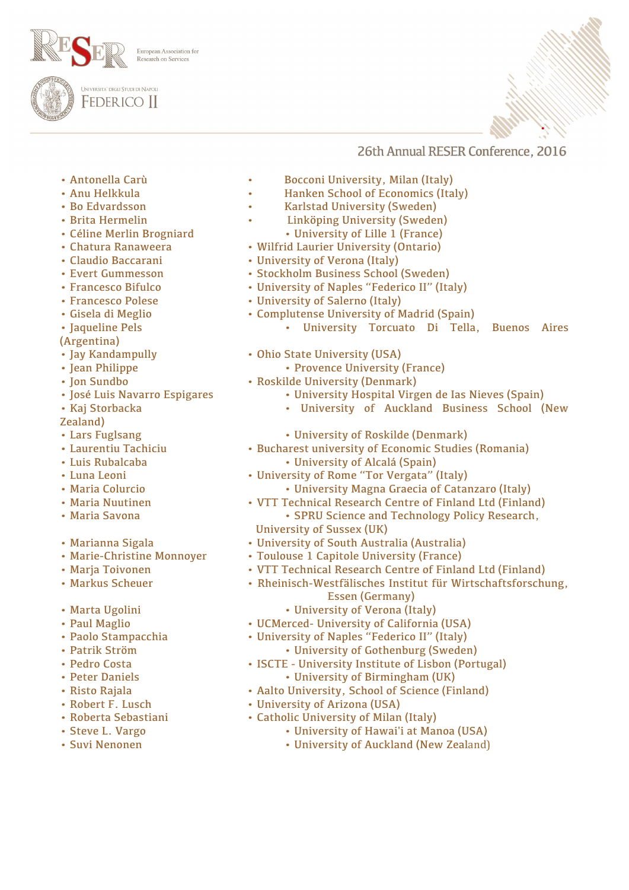- Antonella Carù — Bocconi University, Milan (Italy)
- Anu Helkkula — Hanken School of Economics (Italy)
- Bo Edvardsson — Karlstad University (Sweden)
- Brita Hermelin — Linköping University (Sweden)
- Céline Merlin Brogniard — University of Lille 1 (France)
- Chatura Ranaweera — Wilfrid Laurier University (Ontario)
- Claudio Baccarani — University of Verona (Italy)
- Evert Gummesson — Stockholm Business School (Sweden)
- Francesco Bifulco — University of Naples "Federico II" (Italy)
- Francesco Polese — University of Salerno (Italy)
- Gisela di Meglio — Complutense University of Madrid (Spain)
- Jaqueline Pels — University Torcuato Di Tella, Buenos Aires (Argentina)
- Jay Kandampully — Ohio State University (USA)
- Jean Philippe — Provence University (France)
- Jon Sundbo — Roskilde University (Denmark)
- José Luis Navarro Espigares — University Hospital Virgen de Ias Nieves (Spain)
- Kaj Storbacka — University of Auckland Business School (New Zealand)
- Lars Fuglsang — University of Roskilde (Denmark)
- Laurentiu Tachiciu — Bucharest university of Economic Studies (Romania)
- Luis Rubalcaba — University of Alcalá (Spain)
- Luna Leoni — University of Rome "Tor Vergata" (Italy)
- Maria Colurcio — University Magna Graecia of Catanzaro (Italy)
- Maria Nuutinen — VTT Technical Research Centre of Finland Ltd (Finland)
- Maria Savona — SPRU Science and Technology Policy Research, University of Sussex (UK)
- Marianna Sigala — University of South Australia (Australia)
- Marie-Christine Monnoyer — Toulouse 1 Capitole University (France)
- Marja Toivonen — VTT Technical Research Centre of Finland Ltd (Finland)
- Markus Scheuer — Rheinisch-Westfälisches Institut für Wirtschaftsforschung, Essen (Germany)
- Marta Ugolini — University of Verona (Italy)
- Paul Maglio — UCMerced- University of California (USA)
- Paolo Stampacchia — University of Naples "Federico II" (Italy)
- Patrik Ström — University of Gothenburg (Sweden)
- Pedro Costa — ISCTE - University Institute of Lisbon (Portugal)
- Peter Daniels — University of Birmingham (UK)
- Risto Rajala — Aalto University, School of Science (Finland)
- Robert F. Lusch — University of Arizona (USA)
- Roberta Sebastiani — Catholic University of Milan (Italy)
- Steve L. Vargo — University of Hawai'i at Manoa (USA)
- Suvi Nenonen — University of Auckland (New Zealand)